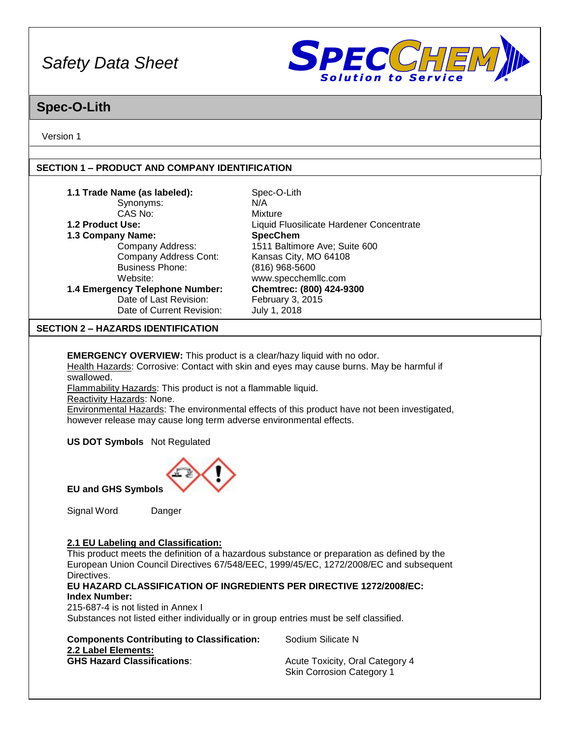# Safety Data Sheet

## Spec-O-Lith

Version 1

### SECTION 1 – PRODUCT AND COMPANY IDENTIFICATION

| | |
|---|---|
| **1.1 Trade Name (as labeled):** | Spec-O-Lith |
| Synonyms: | N/A |
| CAS No: | Mixture |
| **1.2 Product Use:** | Liquid Fluosilicate Hardener Concentrate |
| **1.3 Company Name:** | **SpecChem** |
| Company Address: | 1511 Baltimore Ave; Suite 600 |
| Company Address Cont: | Kansas City, MO 64108 |
| Business Phone: | (816) 968-5600 |
| Website: | www.specchemllc.com |
| **1.4 Emergency Telephone Number:** | **Chemtrec: (800) 424-9300** |
| Date of Last Revision: | February 3, 2015 |
| Date of Current Revision: | July 1, 2018 |

### SECTION 2 – HAZARDS IDENTIFICATION

**EMERGENCY OVERVIEW:** This product is a clear/hazy liquid with no odor.
Health Hazards: Corrosive: Contact with skin and eyes may cause burns. May be harmful if swallowed.
Flammability Hazards: This product is not a flammable liquid.
Reactivity Hazards: None.
Environmental Hazards: The environmental effects of this product have not been investigated, however release may cause long term adverse environmental effects.

**US DOT Symbols** Not Regulated

**EU and GHS Symbols**

Signal Word Danger

**2.1 EU Labeling and Classification:**
This product meets the definition of a hazardous substance or preparation as defined by the European Union Council Directives 67/548/EEC, 1999/45/EC, 1272/2008/EC and subsequent Directives.
**EU HAZARD CLASSIFICATION OF INGREDIENTS PER DIRECTIVE 1272/2008/EC:**
**Index Number:**
215-687-4 is not listed in Annex I
Substances not listed either individually or in group entries must be self classified.

**Components Contributing to Classification:** Sodium Silicate N
**2.2 Label Elements:**
**GHS Hazard Classifications**: Acute Toxicity, Oral Category 4
Skin Corrosion Category 1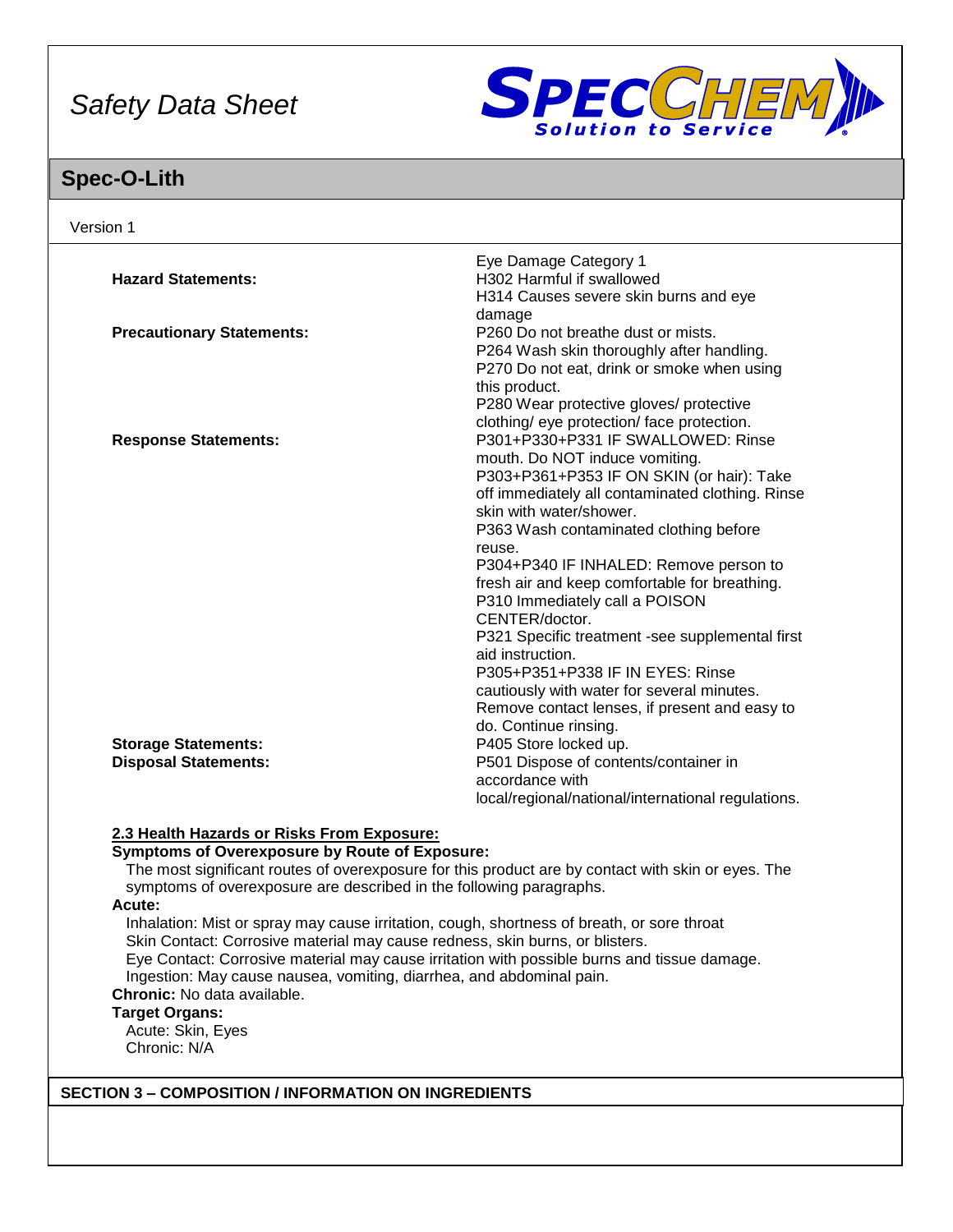| | |
|---|---|
| | Eye Damage Category 1 |
| **Hazard Statements:** | H302 Harmful if swallowed<br>H314 Causes severe skin burns and eye damage |
| **Precautionary Statements:** | P260 Do not breathe dust or mists.<br>P264 Wash skin thoroughly after handling.<br>P270 Do not eat, drink or smoke when using this product.<br>P280 Wear protective gloves/ protective clothing/ eye protection/ face protection. |
| **Response Statements:** | P301+P330+P331 IF SWALLOWED: Rinse mouth. Do NOT induce vomiting.<br>P303+P361+P353 IF ON SKIN (or hair): Take off immediately all contaminated clothing. Rinse skin with water/shower.<br>P363 Wash contaminated clothing before reuse.<br>P304+P340 IF INHALED: Remove person to fresh air and keep comfortable for breathing.<br>P310 Immediately call a POISON CENTER/doctor.<br>P321 Specific treatment -see supplemental first aid instruction.<br>P305+P351+P338 IF IN EYES: Rinse cautiously with water for several minutes. Remove contact lenses, if present and easy to do. Continue rinsing. |
| **Storage Statements:** | P405 Store locked up. |
| **Disposal Statements:** | P501 Dispose of contents/container in accordance with local/regional/national/international regulations. |

### 2.3 Health Hazards or Risks From Exposure:

**Symptoms of Overexposure by Route of Exposure:**

The most significant routes of overexposure for this product are by contact with skin or eyes. The symptoms of overexposure are described in the following paragraphs.

**Acute:**

Inhalation: Mist or spray may cause irritation, cough, shortness of breath, or sore throat
Skin Contact: Corrosive material may cause redness, skin burns, or blisters.
Eye Contact: Corrosive material may cause irritation with possible burns and tissue damage.
Ingestion: May cause nausea, vomiting, diarrhea, and abdominal pain.

**Chronic:** No data available.

**Target Organs:**

Acute: Skin, Eyes
Chronic: N/A

## SECTION 3 – COMPOSITION / INFORMATION ON INGREDIENTS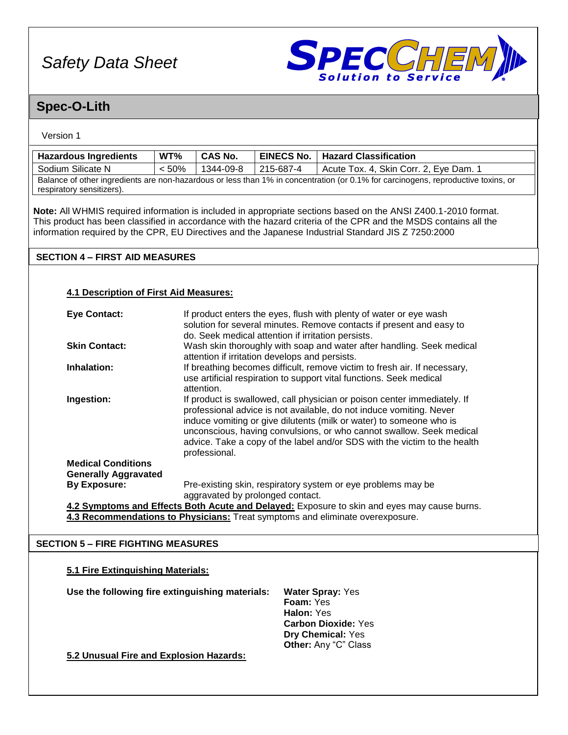# Safety Data Sheet

## Spec-O-Lith

Version 1

| Hazardous Ingredients | WT% | CAS No. | EINECS No. | Hazard Classification |
|---|---|---|---|---|
| Sodium Silicate N | < 50% | 1344-09-8 | 215-687-4 | Acute Tox. 4, Skin Corr. 2, Eye Dam. 1 |
| Balance of other ingredients are non-hazardous or less than 1% in concentration (or 0.1% for carcinogens, reproductive toxins, or respiratory sensitizers). | | | | |

**Note:** All WHMIS required information is included in appropriate sections based on the ANSI Z400.1-2010 format. This product has been classified in accordance with the hazard criteria of the CPR and the MSDS contains all the information required by the CPR, EU Directives and the Japanese Industrial Standard JIS Z 7250:2000

### SECTION 4 – FIRST AID MEASURES

**4.1 Description of First Aid Measures:**

**Eye Contact:** If product enters the eyes, flush with plenty of water or eye wash solution for several minutes. Remove contacts if present and easy to do. Seek medical attention if irritation persists.

**Skin Contact:** Wash skin thoroughly with soap and water after handling. Seek medical attention if irritation develops and persists.

**Inhalation:** If breathing becomes difficult, remove victim to fresh air. If necessary, use artificial respiration to support vital functions. Seek medical attention.

**Ingestion:** If product is swallowed, call physician or poison center immediately. If professional advice is not available, do not induce vomiting. Never induce vomiting or give dilutents (milk or water) to someone who is unconscious, having convulsions, or who cannot swallow. Seek medical advice. Take a copy of the label and/or SDS with the victim to the health professional.

**Medical Conditions Generally Aggravated By Exposure:** Pre-existing skin, respiratory system or eye problems may be aggravated by prolonged contact.

**4.2 Symptoms and Effects Both Acute and Delayed:** Exposure to skin and eyes may cause burns.

**4.3 Recommendations to Physicians:** Treat symptoms and eliminate overexposure.

### SECTION 5 – FIRE FIGHTING MEASURES

**5.1 Fire Extinguishing Materials:**

**Use the following fire extinguishing materials:**

- **Water Spray:** Yes
- **Foam:** Yes
- **Halon:** Yes
- **Carbon Dioxide:** Yes
- **Dry Chemical:** Yes
- **Other:** Any "C" Class

**5.2 Unusual Fire and Explosion Hazards:**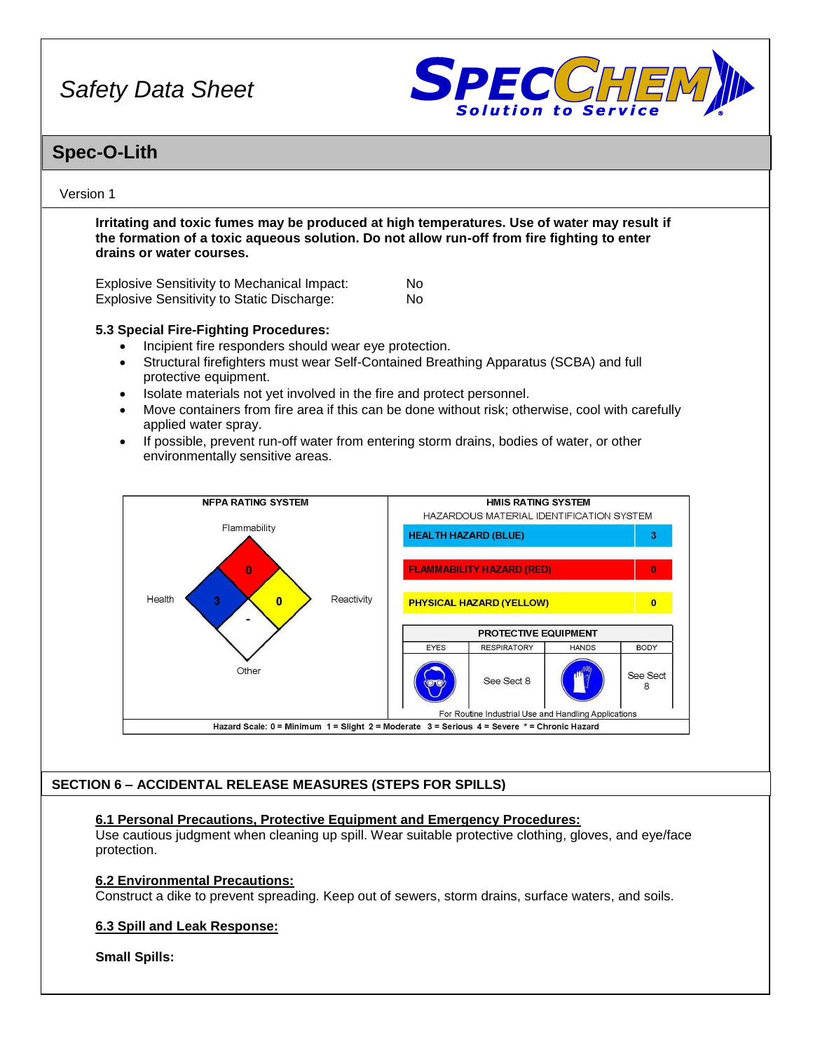Irritating and toxic fumes may be produced at high temperatures. Use of water may result if the formation of a toxic aqueous solution. Do not allow run-off from fire fighting to enter drains or water courses.

| | |
|---|---|
| Explosive Sensitivity to Mechanical Impact: | No |
| Explosive Sensitivity to Static Discharge: | No |

**5.3 Special Fire-Fighting Procedures:**

- Incipient fire responders should wear eye protection.
- Structural firefighters must wear Self-Contained Breathing Apparatus (SCBA) and full protective equipment.
- Isolate materials not yet involved in the fire and protect personnel.
- Move containers from fire area if this can be done without risk; otherwise, cool with carefully applied water spray.
- If possible, prevent run-off water from entering storm drains, bodies of water, or other environmentally sensitive areas.

**NFPA RATING SYSTEM**

| Health | Flammability | Reactivity | Other |
|---|---|---|---|
| 3 | 0 | 0 | - |

**HMIS RATING SYSTEM**

HAZARDOUS MATERIAL IDENTIFICATION SYSTEM

| Hazard | Rating |
|---|---|
| HEALTH HAZARD (BLUE) | 3 |
| FLAMMABILITY HAZARD (RED) | 0 |
| PHYSICAL HAZARD (YELLOW) | 0 |

| PROTECTIVE EQUIPMENT | | | |
|---|---|---|---|
| EYES | RESPIRATORY | HANDS | BODY |
| | See Sect 8 | | See Sect 8 |

For Routine Industrial Use and Handling Applications

Hazard Scale: 0 = Minimum 1 = Slight 2 = Moderate 3 = Serious 4 = Severe * = Chronic Hazard

## SECTION 6 – ACCIDENTAL RELEASE MEASURES (STEPS FOR SPILLS)

**6.1 Personal Precautions, Protective Equipment and Emergency Procedures:**
Use cautious judgment when cleaning up spill. Wear suitable protective clothing, gloves, and eye/face protection.

**6.2 Environmental Precautions:**
Construct a dike to prevent spreading. Keep out of sewers, storm drains, surface waters, and soils.

**6.3 Spill and Leak Response:**

**Small Spills:**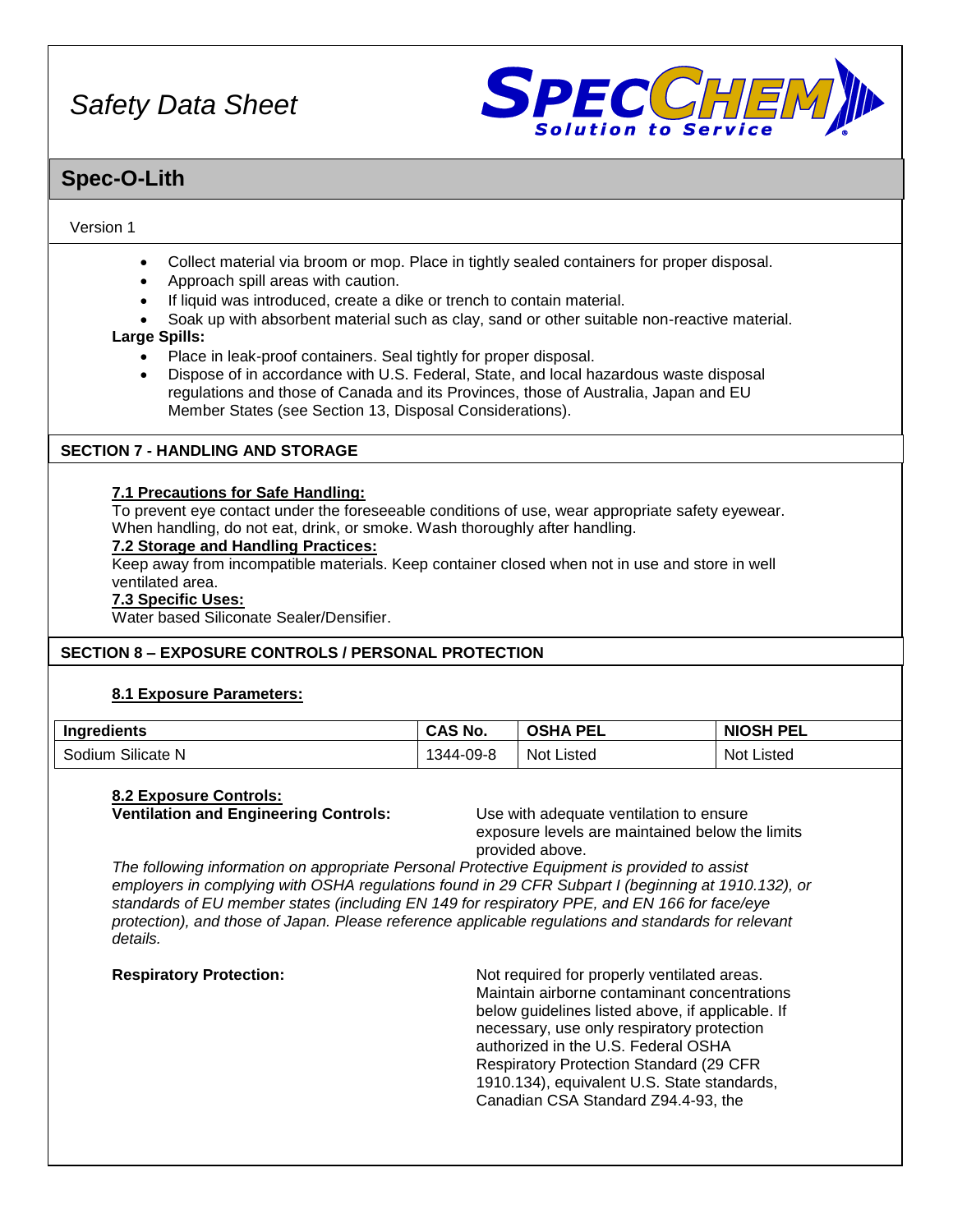- Collect material via broom or mop. Place in tightly sealed containers for proper disposal.
- Approach spill areas with caution.
- If liquid was introduced, create a dike or trench to contain material.
- Soak up with absorbent material such as clay, sand or other suitable non-reactive material.

**Large Spills:**

- Place in leak-proof containers. Seal tightly for proper disposal.
- Dispose of in accordance with U.S. Federal, State, and local hazardous waste disposal regulations and those of Canada and its Provinces, those of Australia, Japan and EU Member States (see Section 13, Disposal Considerations).

## SECTION 7 - HANDLING AND STORAGE

**7.1 Precautions for Safe Handling:**
To prevent eye contact under the foreseeable conditions of use, wear appropriate safety eyewear. When handling, do not eat, drink, or smoke. Wash thoroughly after handling.

**7.2 Storage and Handling Practices:**
Keep away from incompatible materials. Keep container closed when not in use and store in well ventilated area.

**7.3 Specific Uses:**
Water based Siliconate Sealer/Densifier.

## SECTION 8 – EXPOSURE CONTROLS / PERSONAL PROTECTION

**8.1 Exposure Parameters:**

| Ingredients | CAS No. | OSHA PEL | NIOSH PEL |
|---|---|---|---|
| Sodium Silicate N | 1344-09-8 | Not Listed | Not Listed |

**8.2 Exposure Controls:**

**Ventilation and Engineering Controls:** Use with adequate ventilation to ensure exposure levels are maintained below the limits provided above.

*The following information on appropriate Personal Protective Equipment is provided to assist employers in complying with OSHA regulations found in 29 CFR Subpart I (beginning at 1910.132), or standards of EU member states (including EN 149 for respiratory PPE, and EN 166 for face/eye protection), and those of Japan. Please reference applicable regulations and standards for relevant details.*

**Respiratory Protection:** Not required for properly ventilated areas. Maintain airborne contaminant concentrations below guidelines listed above, if applicable. If necessary, use only respiratory protection authorized in the U.S. Federal OSHA Respiratory Protection Standard (29 CFR 1910.134), equivalent U.S. State standards, Canadian CSA Standard Z94.4-93, the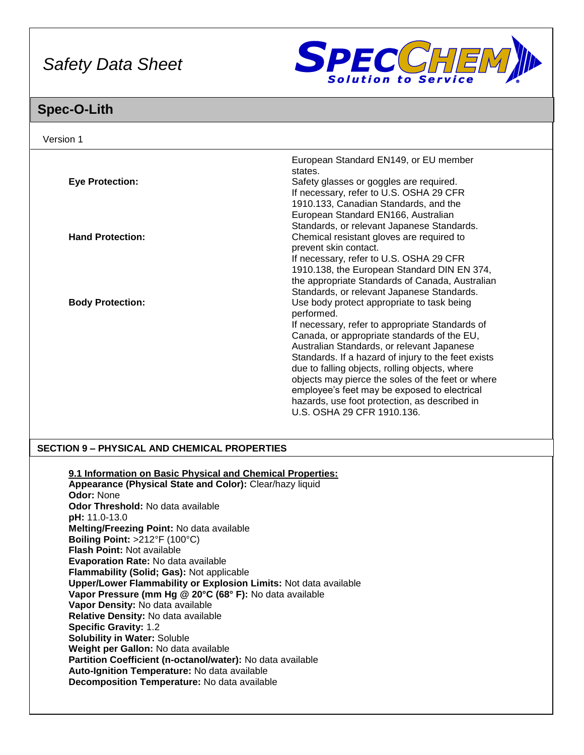European Standard EN149, or EU member states.

**Eye Protection:** Safety glasses or goggles are required. If necessary, refer to U.S. OSHA 29 CFR 1910.133, Canadian Standards, and the European Standard EN166, Australian Standards, or relevant Japanese Standards.

**Hand Protection:** Chemical resistant gloves are required to prevent skin contact. If necessary, refer to U.S. OSHA 29 CFR 1910.138, the European Standard DIN EN 374, the appropriate Standards of Canada, Australian Standards, or relevant Japanese Standards.

**Body Protection:** Use body protect appropriate to task being performed. If necessary, refer to appropriate Standards of Canada, or appropriate standards of the EU, Australian Standards, or relevant Japanese Standards. If a hazard of injury to the feet exists due to falling objects, rolling objects, where objects may pierce the soles of the feet or where employee's feet may be exposed to electrical hazards, use foot protection, as described in U.S. OSHA 29 CFR 1910.136.

## SECTION 9 – PHYSICAL AND CHEMICAL PROPERTIES

### 9.1 Information on Basic Physical and Chemical Properties:

**Appearance (Physical State and Color):** Clear/hazy liquid
**Odor:** None
**Odor Threshold:** No data available
**pH:** 11.0-13.0
**Melting/Freezing Point:** No data available
**Boiling Point:** >212°F (100°C)
**Flash Point:** Not available
**Evaporation Rate:** No data available
**Flammability (Solid; Gas):** Not applicable
**Upper/Lower Flammability or Explosion Limits:** Not data available
**Vapor Pressure (mm Hg @ 20°C (68° F):** No data available
**Vapor Density:** No data available
**Relative Density:** No data available
**Specific Gravity:** 1.2
**Solubility in Water:** Soluble
**Weight per Gallon:** No data available
**Partition Coefficient (n-octanol/water):** No data available
**Auto-Ignition Temperature:** No data available
**Decomposition Temperature:** No data available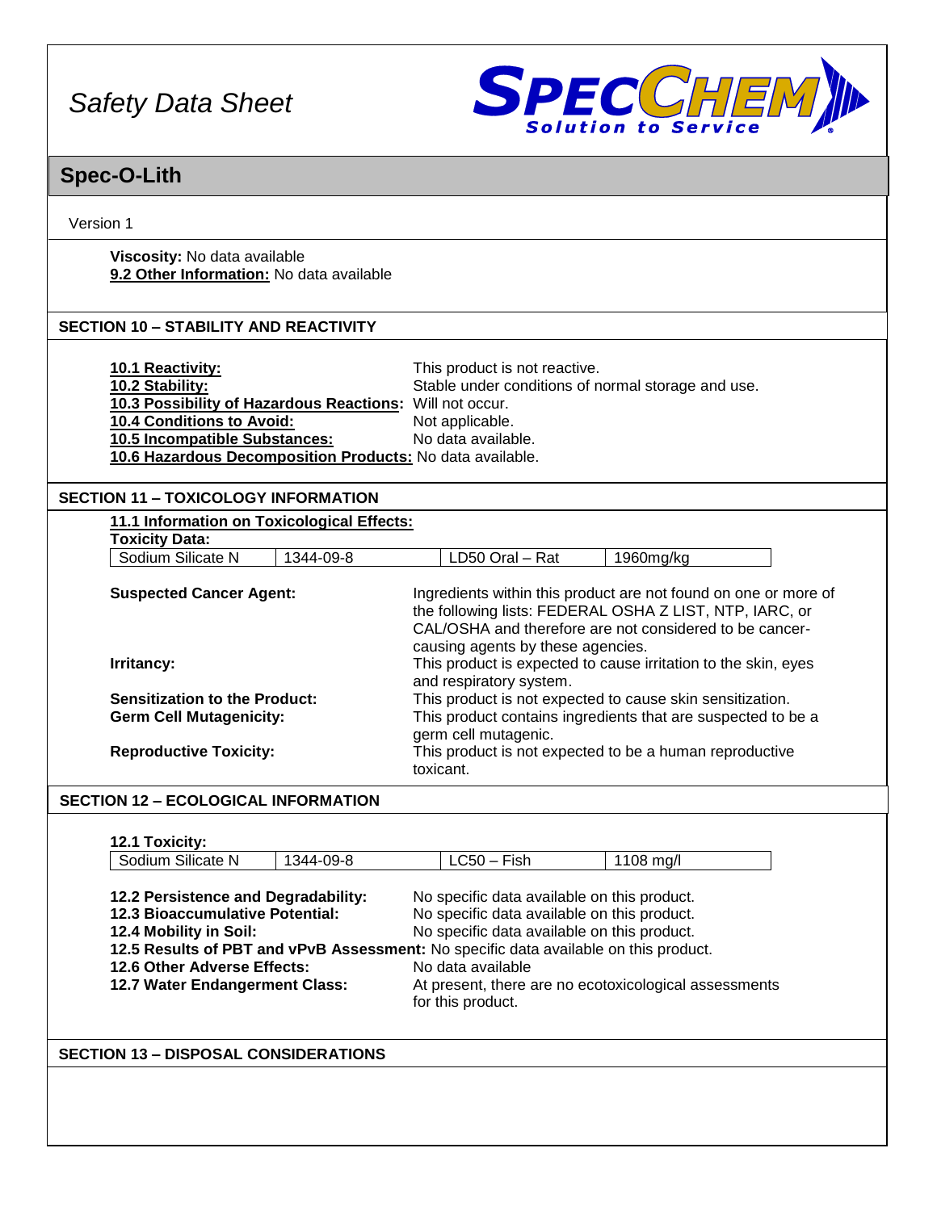**Viscosity:** No data available
**9.2 Other Information:** No data available

## SECTION 10 – STABILITY AND REACTIVITY

**10.1 Reactivity:** This product is not reactive.
**10.2 Stability:** Stable under conditions of normal storage and use.
**10.3 Possibility of Hazardous Reactions:** Will not occur.
**10.4 Conditions to Avoid:** Not applicable.
**10.5 Incompatible Substances:** No data available.
**10.6 Hazardous Decomposition Products:** No data available.

## SECTION 11 – TOXICOLOGY INFORMATION

**11.1 Information on Toxicological Effects:**
**Toxicity Data:**

| Sodium Silicate N | 1344-09-8 | LD50 Oral – Rat | 1960mg/kg |
|---|---|---|---|

**Suspected Cancer Agent:** Ingredients within this product are not found on one or more of the following lists: FEDERAL OSHA Z LIST, NTP, IARC, or CAL/OSHA and therefore are not considered to be cancer-causing agents by these agencies.

**Irritancy:** This product is expected to cause irritation to the skin, eyes and respiratory system.

**Sensitization to the Product:** This product is not expected to cause skin sensitization.

**Germ Cell Mutagenicity:** This product contains ingredients that are suspected to be a germ cell mutagenic.

**Reproductive Toxicity:** This product is not expected to be a human reproductive toxicant.

## SECTION 12 – ECOLOGICAL INFORMATION

**12.1 Toxicity:**

| Sodium Silicate N | 1344-09-8 | LC50 – Fish | 1108 mg/l |
|---|---|---|---|

**12.2 Persistence and Degradability:** No specific data available on this product.
**12.3 Bioaccumulative Potential:** No specific data available on this product.
**12.4 Mobility in Soil:** No specific data available on this product.
**12.5 Results of PBT and vPvB Assessment:** No specific data available on this product.
**12.6 Other Adverse Effects:** No data available
**12.7 Water Endangerment Class:** At present, there are no ecotoxicological assessments for this product.

## SECTION 13 – DISPOSAL CONSIDERATIONS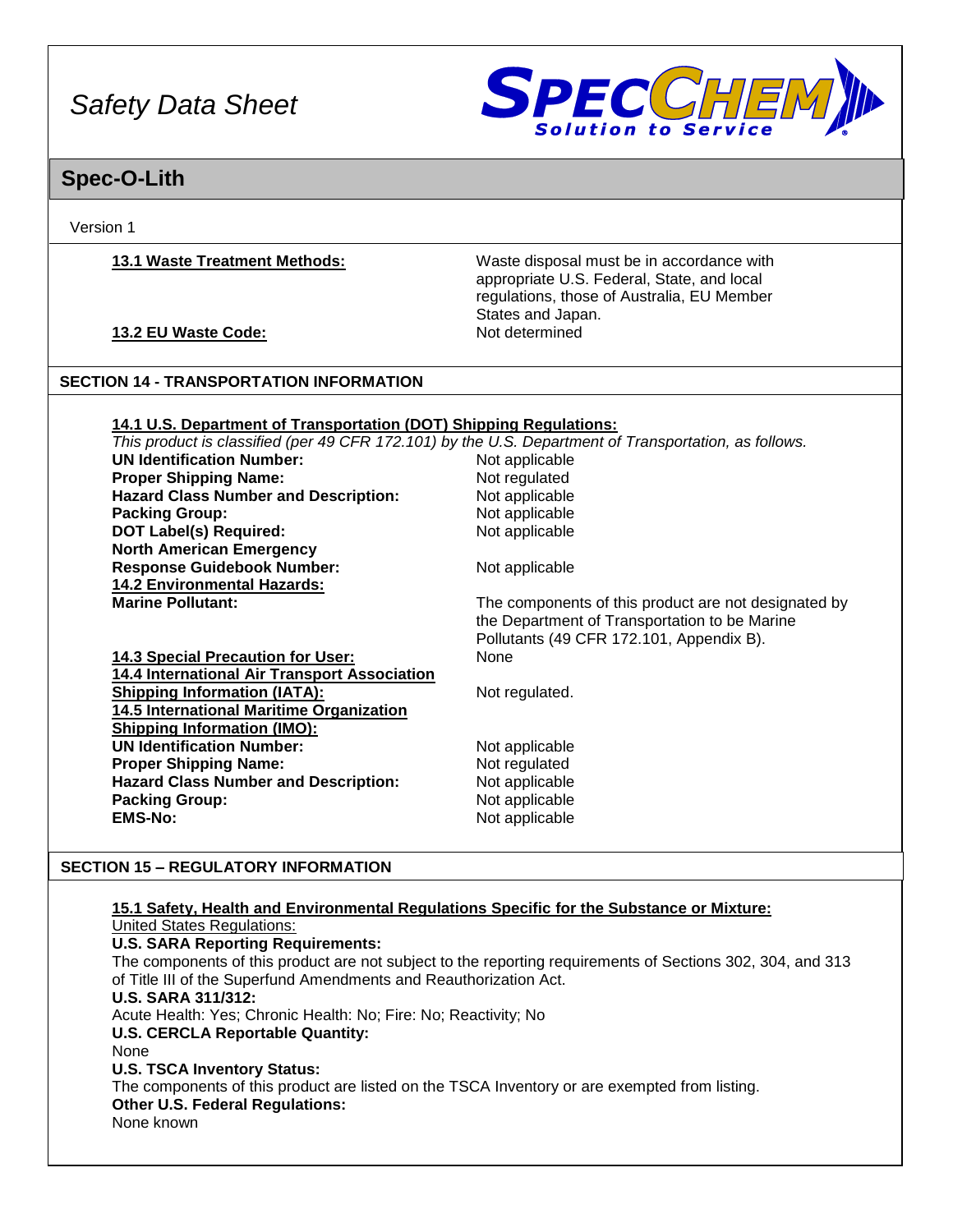Version 1

**13.1 Waste Treatment Methods:** Waste disposal must be in accordance with appropriate U.S. Federal, State, and local regulations, those of Australia, EU Member States and Japan.

**13.2 EU Waste Code:** Not determined

## SECTION 14 - TRANSPORTATION INFORMATION

**14.1 U.S. Department of Transportation (DOT) Shipping Regulations:**

*This product is classified (per 49 CFR 172.101) by the U.S. Department of Transportation, as follows.*

| | |
|---|---|
| **UN Identification Number:** | Not applicable |
| **Proper Shipping Name:** | Not regulated |
| **Hazard Class Number and Description:** | Not applicable |
| **Packing Group:** | Not applicable |
| **DOT Label(s) Required:** | Not applicable |
| **North American Emergency Response Guidebook Number:** | Not applicable |

**14.2 Environmental Hazards:**

**Marine Pollutant:** The components of this product are not designated by the Department of Transportation to be Marine Pollutants (49 CFR 172.101, Appendix B).

**14.3 Special Precaution for User:** None

**14.4 International Air Transport Association Shipping Information (IATA):** Not regulated.

**14.5 International Maritime Organization Shipping Information (IMO):**

| | |
|---|---|
| **UN Identification Number:** | Not applicable |
| **Proper Shipping Name:** | Not regulated |
| **Hazard Class Number and Description:** | Not applicable |
| **Packing Group:** | Not applicable |
| **EMS-No:** | Not applicable |

## SECTION 15 – REGULATORY INFORMATION

**15.1 Safety, Health and Environmental Regulations Specific for the Substance or Mixture:**

United States Regulations:

**U.S. SARA Reporting Requirements:**

The components of this product are not subject to the reporting requirements of Sections 302, 304, and 313 of Title III of the Superfund Amendments and Reauthorization Act.

**U.S. SARA 311/312:**

Acute Health: Yes; Chronic Health: No; Fire: No; Reactivity; No

**U.S. CERCLA Reportable Quantity:**

None

**U.S. TSCA Inventory Status:**

The components of this product are listed on the TSCA Inventory or are exempted from listing.

**Other U.S. Federal Regulations:**

None known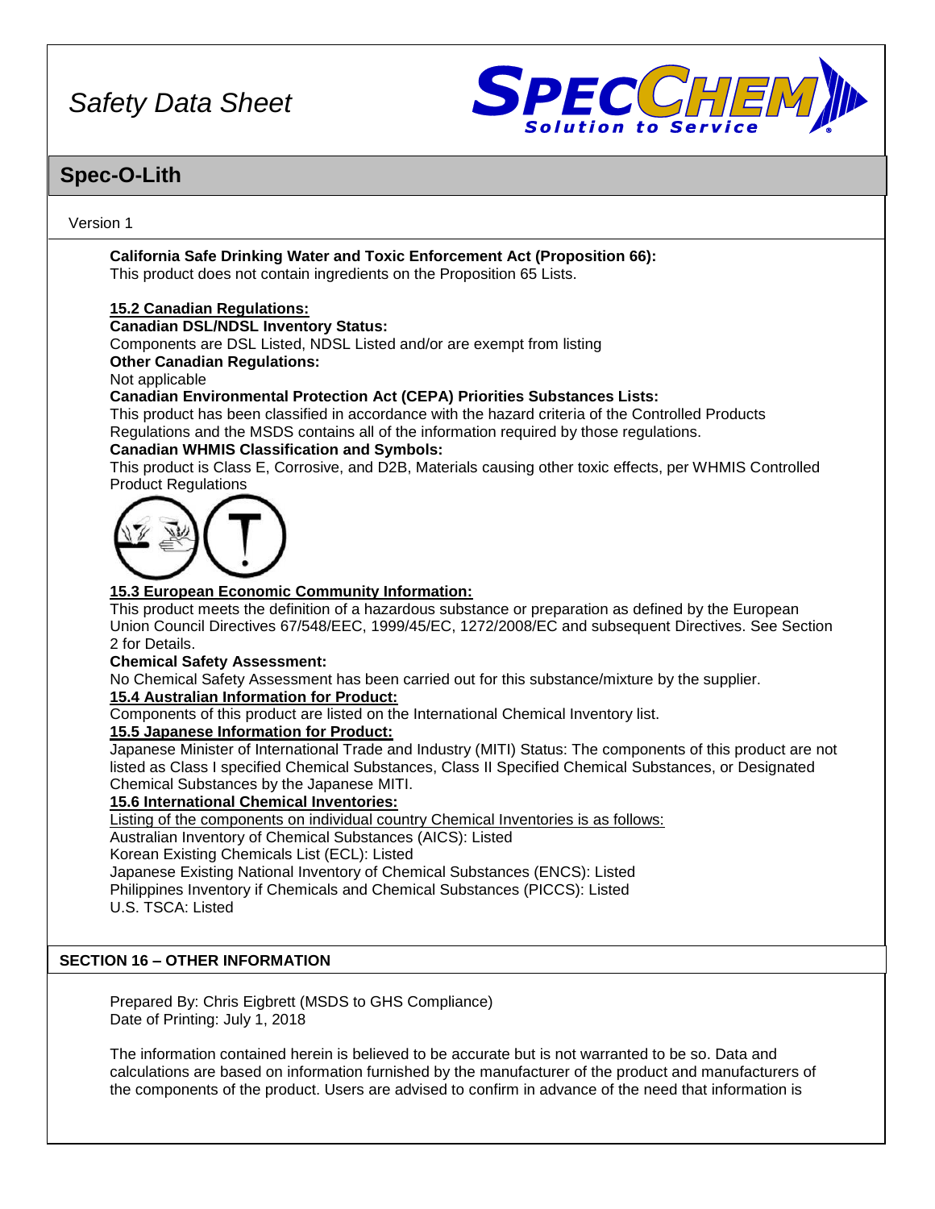**California Safe Drinking Water and Toxic Enforcement Act (Proposition 66):**
This product does not contain ingredients on the Proposition 65 Lists.

**15.2 Canadian Regulations:**

**Canadian DSL/NDSL Inventory Status:**
Components are DSL Listed, NDSL Listed and/or are exempt from listing

**Other Canadian Regulations:**
Not applicable

**Canadian Environmental Protection Act (CEPA) Priorities Substances Lists:**
This product has been classified in accordance with the hazard criteria of the Controlled Products Regulations and the MSDS contains all of the information required by those regulations.

**Canadian WHMIS Classification and Symbols:**
This product is Class E, Corrosive, and D2B, Materials causing other toxic effects, per WHMIS Controlled Product Regulations

**15.3 European Economic Community Information:**
This product meets the definition of a hazardous substance or preparation as defined by the European Union Council Directives 67/548/EEC, 1999/45/EC, 1272/2008/EC and subsequent Directives. See Section 2 for Details.

**Chemical Safety Assessment:**
No Chemical Safety Assessment has been carried out for this substance/mixture by the supplier.

**15.4 Australian Information for Product:**
Components of this product are listed on the International Chemical Inventory list.

**15.5 Japanese Information for Product:**
Japanese Minister of International Trade and Industry (MITI) Status: The components of this product are not listed as Class I specified Chemical Substances, Class II Specified Chemical Substances, or Designated Chemical Substances by the Japanese MITI.

**15.6 International Chemical Inventories:**
Listing of the components on individual country Chemical Inventories is as follows:
Australian Inventory of Chemical Substances (AICS): Listed
Korean Existing Chemicals List (ECL): Listed
Japanese Existing National Inventory of Chemical Substances (ENCS): Listed
Philippines Inventory if Chemicals and Chemical Substances (PICCS): Listed
U.S. TSCA: Listed

## SECTION 16 – OTHER INFORMATION

Prepared By: Chris Eigbrett (MSDS to GHS Compliance)
Date of Printing: July 1, 2018

The information contained herein is believed to be accurate but is not warranted to be so. Data and calculations are based on information furnished by the manufacturer of the product and manufacturers of the components of the product. Users are advised to confirm in advance of the need that information is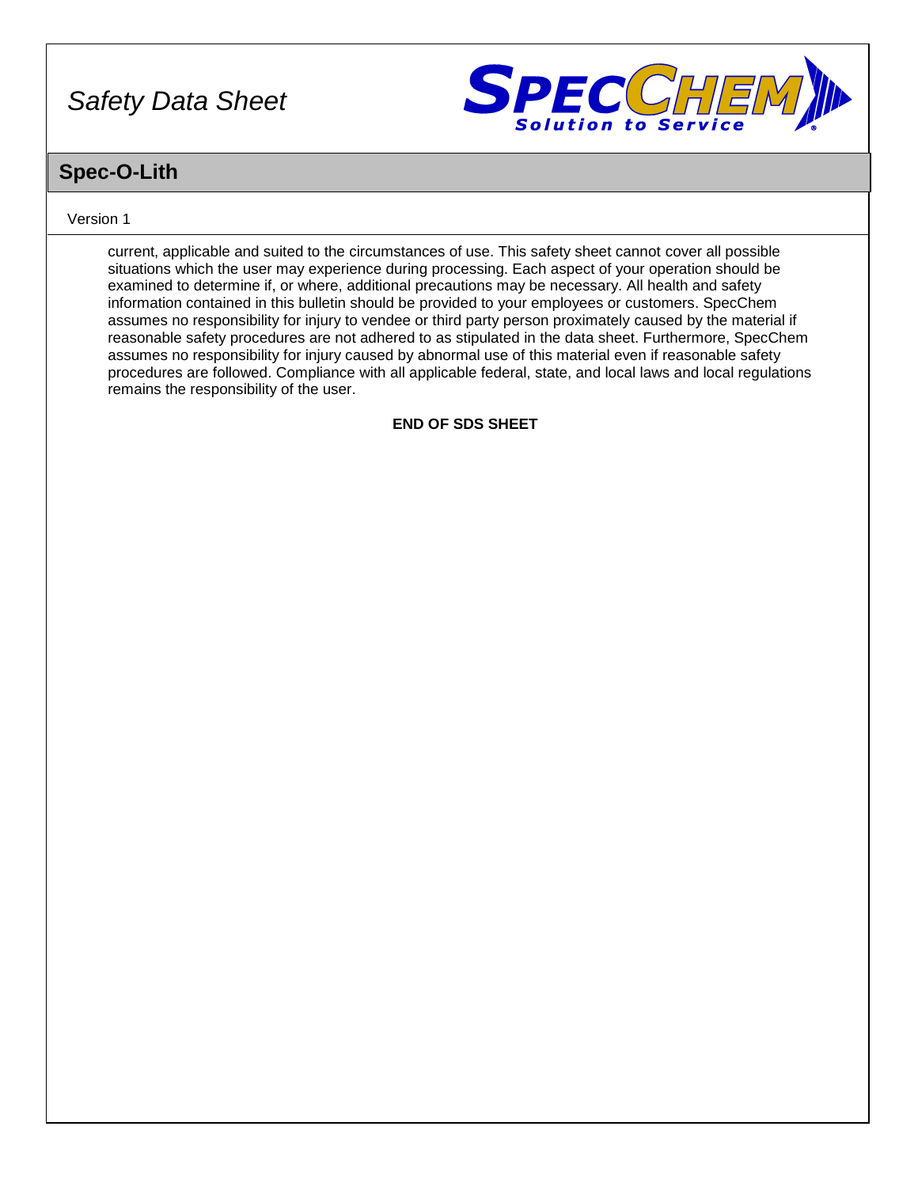current, applicable and suited to the circumstances of use. This safety sheet cannot cover all possible situations which the user may experience during processing. Each aspect of your operation should be examined to determine if, or where, additional precautions may be necessary. All health and safety information contained in this bulletin should be provided to your employees or customers. SpecChem assumes no responsibility for injury to vendee or third party person proximately caused by the material if reasonable safety procedures are not adhered to as stipulated in the data sheet. Furthermore, SpecChem assumes no responsibility for injury caused by abnormal use of this material even if reasonable safety procedures are followed. Compliance with all applicable federal, state, and local laws and local regulations remains the responsibility of the user.

**END OF SDS SHEET**